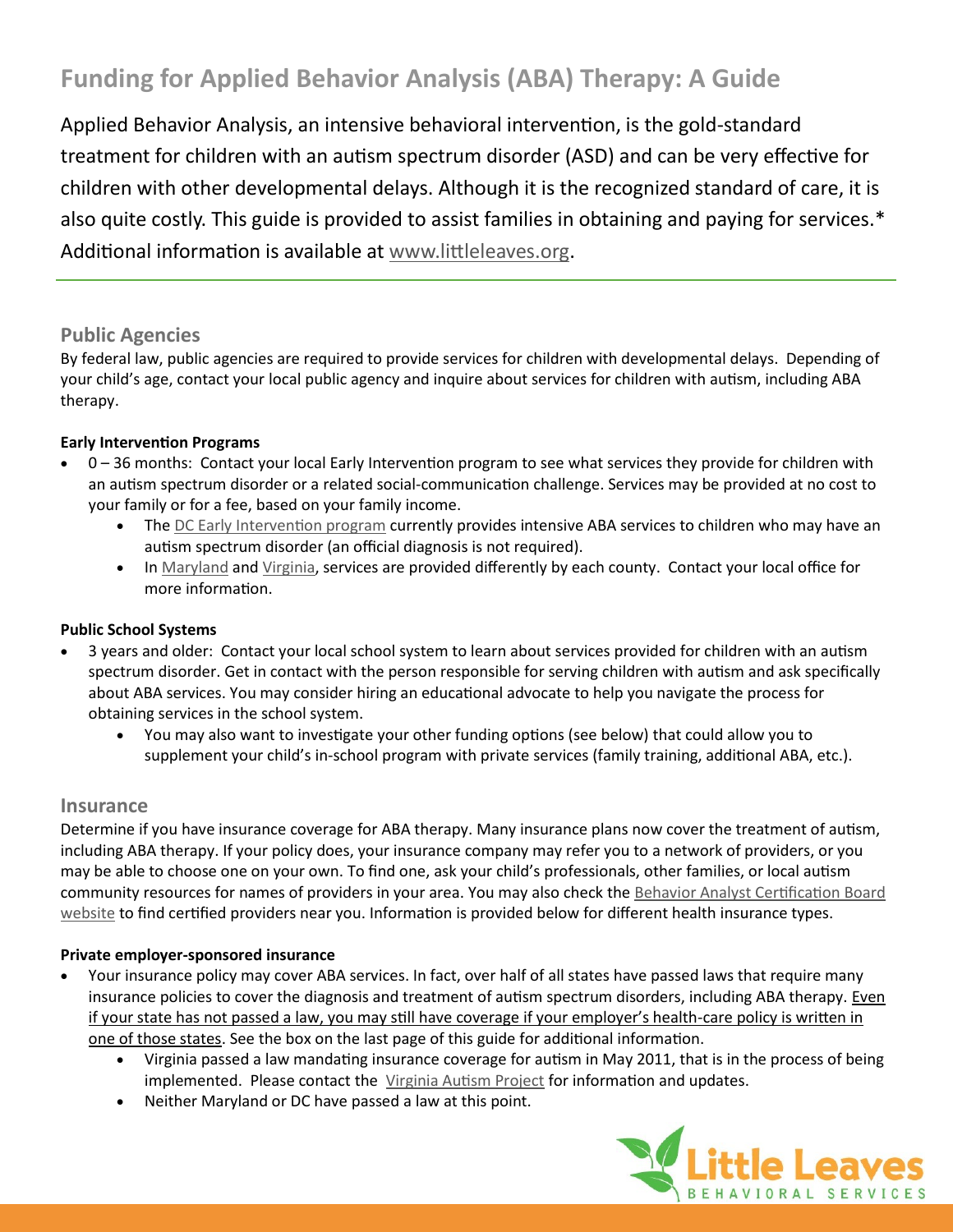# Funding for Applied Behavior Analysis (ABA) Therapy: A Guide

Applied Behavior Analysis, an intensive behavioral intervention, is the gold-standard treatment for children with an autism spectrum disorder (ASD) and can be very effective for children with other developmental delays. Although it is the recognized standard of care, it is also quite costly. This guide is provided to assist families in obtaining and paying for services.* Additional information is available at www.littleleaves.org.

## Public Agencies

By federal law, public agencies are required to provide services for children with developmental delays. Depending of your child's age, contact your local public agency and inquire about services for children with autism, including ABA therapy.

**Early Intervention Programs**

- 0 – 36 months: Contact your local Early Intervention program to see what services they provide for children with an autism spectrum disorder or a related social-communication challenge. Services may be provided at no cost to your family or for a fee, based on your family income.
  - The DC Early Intervention program currently provides intensive ABA services to children who may have an autism spectrum disorder (an official diagnosis is not required).
  - In Maryland and Virginia, services are provided differently by each county. Contact your local office for more information.

**Public School Systems**

- 3 years and older: Contact your local school system to learn about services provided for children with an autism spectrum disorder. Get in contact with the person responsible for serving children with autism and ask specifically about ABA services. You may consider hiring an educational advocate to help you navigate the process for obtaining services in the school system.
  - You may also want to investigate your other funding options (see below) that could allow you to supplement your child's in-school program with private services (family training, additional ABA, etc.).

## Insurance

Determine if you have insurance coverage for ABA therapy. Many insurance plans now cover the treatment of autism, including ABA therapy. If your policy does, your insurance company may refer you to a network of providers, or you may be able to choose one on your own. To find one, ask your child's professionals, other families, or local autism community resources for names of providers in your area. You may also check the Behavior Analyst Certification Board website to find certified providers near you. Information is provided below for different health insurance types.

**Private employer-sponsored insurance**

- Your insurance policy may cover ABA services. In fact, over half of all states have passed laws that require many insurance policies to cover the diagnosis and treatment of autism spectrum disorders, including ABA therapy. Even if your state has not passed a law, you may still have coverage if your employer's health-care policy is written in one of those states. See the box on the last page of this guide for additional information.
  - Virginia passed a law mandating insurance coverage for autism in May 2011, that is in the process of being implemented. Please contact the Virginia Autism Project for information and updates.
  - Neither Maryland or DC have passed a law at this point.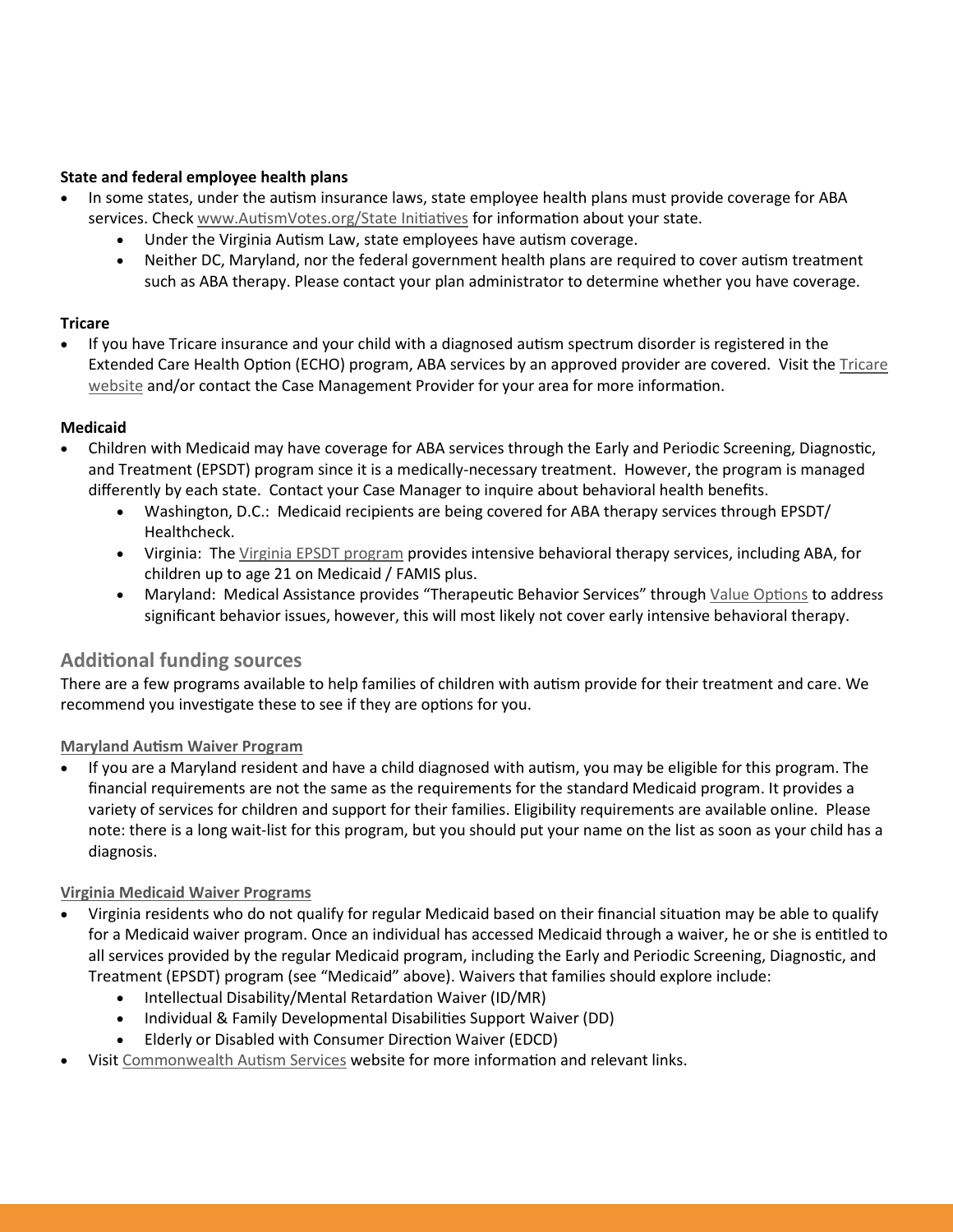**State and federal employee health plans**

- In some states, under the autism insurance laws, state employee health plans must provide coverage for ABA services. Check [www.AutismVotes.org/State Initiatives]() for information about your state.
  - Under the Virginia Autism Law, state employees have autism coverage.
  - Neither DC, Maryland, nor the federal government health plans are required to cover autism treatment such as ABA therapy. Please contact your plan administrator to determine whether you have coverage.

**Tricare**

- If you have Tricare insurance and your child with a diagnosed autism spectrum disorder is registered in the Extended Care Health Option (ECHO) program, ABA services by an approved provider are covered. Visit the [Tricare website]() and/or contact the Case Management Provider for your area for more information.

**Medicaid**

- Children with Medicaid may have coverage for ABA services through the Early and Periodic Screening, Diagnostic, and Treatment (EPSDT) program since it is a medically-necessary treatment. However, the program is managed differently by each state. Contact your Case Manager to inquire about behavioral health benefits.
  - Washington, D.C.: Medicaid recipients are being covered for ABA therapy services through EPSDT/ Healthcheck.
  - Virginia: The [Virginia EPSDT program]() provides intensive behavioral therapy services, including ABA, for children up to age 21 on Medicaid / FAMIS plus.
  - Maryland: Medical Assistance provides "Therapeutic Behavior Services" through [Value Options]() to address significant behavior issues, however, this will most likely not cover early intensive behavioral therapy.

## Additional funding sources

There are a few programs available to help families of children with autism provide for their treatment and care. We recommend you investigate these to see if they are options for you.

### Maryland Autism Waiver Program

- If you are a Maryland resident and have a child diagnosed with autism, you may be eligible for this program. The financial requirements are not the same as the requirements for the standard Medicaid program. It provides a variety of services for children and support for their families. Eligibility requirements are available online. Please note: there is a long wait-list for this program, but you should put your name on the list as soon as your child has a diagnosis.

### Virginia Medicaid Waiver Programs

- Virginia residents who do not qualify for regular Medicaid based on their financial situation may be able to qualify for a Medicaid waiver program. Once an individual has accessed Medicaid through a waiver, he or she is entitled to all services provided by the regular Medicaid program, including the Early and Periodic Screening, Diagnostic, and Treatment (EPSDT) program (see "Medicaid" above). Waivers that families should explore include:
  - Intellectual Disability/Mental Retardation Waiver (ID/MR)
  - Individual & Family Developmental Disabilities Support Waiver (DD)
  - Elderly or Disabled with Consumer Direction Waiver (EDCD)
- Visit [Commonwealth Autism Services]() website for more information and relevant links.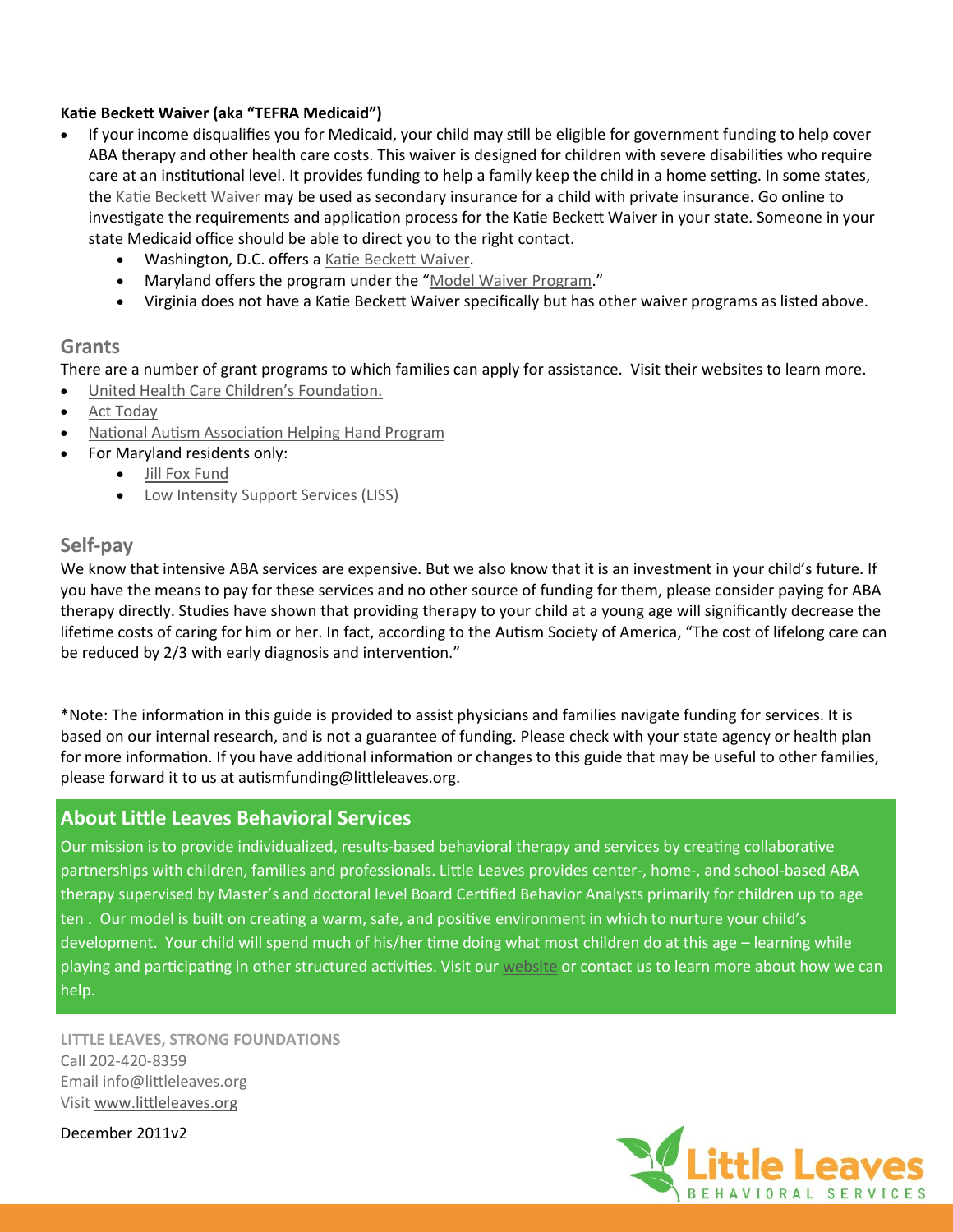**Katie Beckett Waiver (aka "TEFRA Medicaid")**

- If your income disqualifies you for Medicaid, your child may still be eligible for government funding to help cover ABA therapy and other health care costs. This waiver is designed for children with severe disabilities who require care at an institutional level. It provides funding to help a family keep the child in a home setting. In some states, the Katie Beckett Waiver may be used as secondary insurance for a child with private insurance. Go online to investigate the requirements and application process for the Katie Beckett Waiver in your state. Someone in your state Medicaid office should be able to direct you to the right contact.
  - Washington, D.C. offers a Katie Beckett Waiver.
  - Maryland offers the program under the "Model Waiver Program."
  - Virginia does not have a Katie Beckett Waiver specifically but has other waiver programs as listed above.

## Grants

There are a number of grant programs to which families can apply for assistance. Visit their websites to learn more.

- United Health Care Children's Foundation.
- Act Today
- National Autism Association Helping Hand Program
- For Maryland residents only:
  - Jill Fox Fund
  - Low Intensity Support Services (LISS)

## Self-pay

We know that intensive ABA services are expensive. But we also know that it is an investment in your child's future. If you have the means to pay for these services and no other source of funding for them, please consider paying for ABA therapy directly. Studies have shown that providing therapy to your child at a young age will significantly decrease the lifetime costs of caring for him or her. In fact, according to the Autism Society of America, "The cost of lifelong care can be reduced by 2/3 with early diagnosis and intervention."

*Note: The information in this guide is provided to assist physicians and families navigate funding for services. It is based on our internal research, and is not a guarantee of funding. Please check with your state agency or health plan for more information. If you have additional information or changes to this guide that may be useful to other families, please forward it to us at autismfunding@littleleaves.org.

## About Little Leaves Behavioral Services

Our mission is to provide individualized, results-based behavioral therapy and services by creating collaborative partnerships with children, families and professionals. Little Leaves provides center-, home-, and school-based ABA therapy supervised by Master's and doctoral level Board Certified Behavior Analysts primarily for children up to age ten . Our model is built on creating a warm, safe, and positive environment in which to nurture your child's development. Your child will spend much of his/her time doing what most children do at this age – learning while playing and participating in other structured activities. Visit our website or contact us to learn more about how we can help.

**LITTLE LEAVES, STRONG FOUNDATIONS**
Call 202-420-8359
Email info@littleleaves.org
Visit www.littleleaves.org

December 2011v2

Little Leaves
BEHAVIORAL SERVICES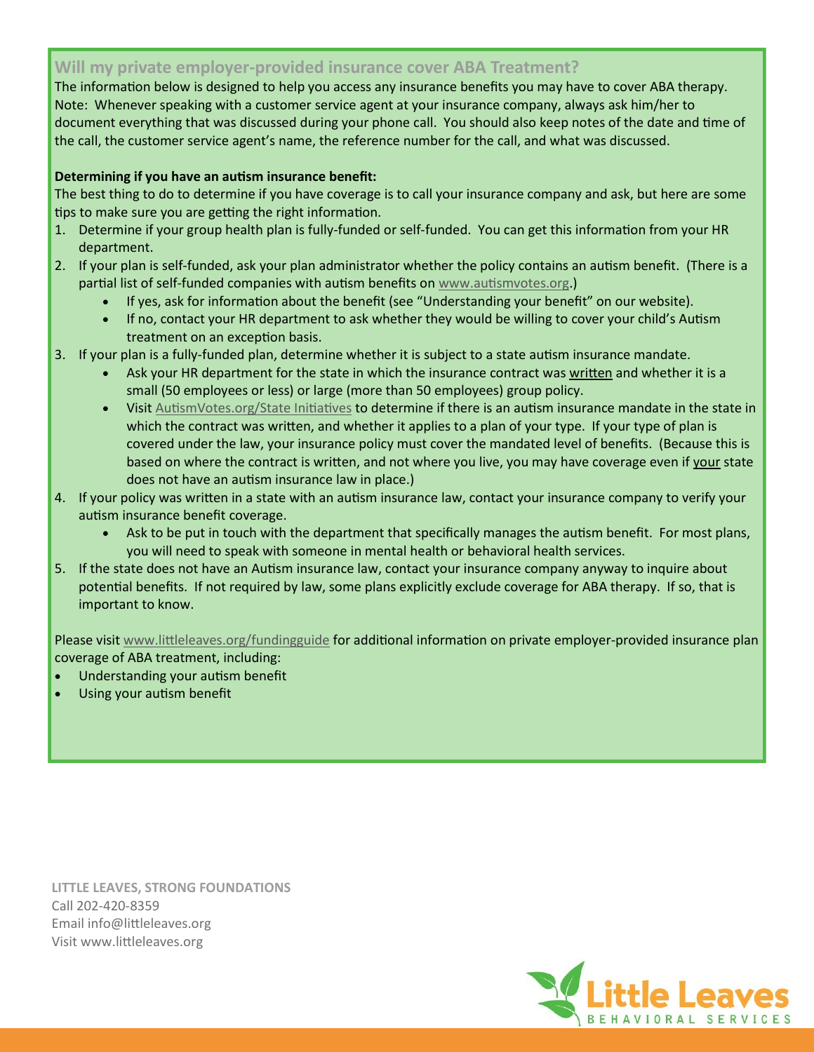## Will my private employer-provided insurance cover ABA Treatment?

The information below is designed to help you access any insurance benefits you may have to cover ABA therapy. Note: Whenever speaking with a customer service agent at your insurance company, always ask him/her to document everything that was discussed during your phone call. You should also keep notes of the date and time of the call, the customer service agent's name, the reference number for the call, and what was discussed.

**Determining if you have an autism insurance benefit:**

The best thing to do to determine if you have coverage is to call your insurance company and ask, but here are some tips to make sure you are getting the right information.

1. Determine if your group health plan is fully-funded or self-funded. You can get this information from your HR department.
2. If your plan is self-funded, ask your plan administrator whether the policy contains an autism benefit. (There is a partial list of self-funded companies with autism benefits on www.autismvotes.org.)
    - If yes, ask for information about the benefit (see "Understanding your benefit" on our website).
    - If no, contact your HR department to ask whether they would be willing to cover your child's Autism treatment on an exception basis.
3. If your plan is a fully-funded plan, determine whether it is subject to a state autism insurance mandate.
    - Ask your HR department for the state in which the insurance contract was written and whether it is a small (50 employees or less) or large (more than 50 employees) group policy.
    - Visit AutismVotes.org/State Initiatives to determine if there is an autism insurance mandate in the state in which the contract was written, and whether it applies to a plan of your type. If your type of plan is covered under the law, your insurance policy must cover the mandated level of benefits. (Because this is based on where the contract is written, and not where you live, you may have coverage even if your state does not have an autism insurance law in place.)
4. If your policy was written in a state with an autism insurance law, contact your insurance company to verify your autism insurance benefit coverage.
    - Ask to be put in touch with the department that specifically manages the autism benefit. For most plans, you will need to speak with someone in mental health or behavioral health services.
5. If the state does not have an Autism insurance law, contact your insurance company anyway to inquire about potential benefits. If not required by law, some plans explicitly exclude coverage for ABA therapy. If so, that is important to know.

Please visit www.littleleaves.org/fundingguide for additional information on private employer-provided insurance plan coverage of ABA treatment, including:

- Understanding your autism benefit
- Using your autism benefit

**LITTLE LEAVES, STRONG FOUNDATIONS**
Call 202-420-8359
Email info@littleleaves.org
Visit www.littleleaves.org

Little Leaves
BEHAVIORAL SERVICES